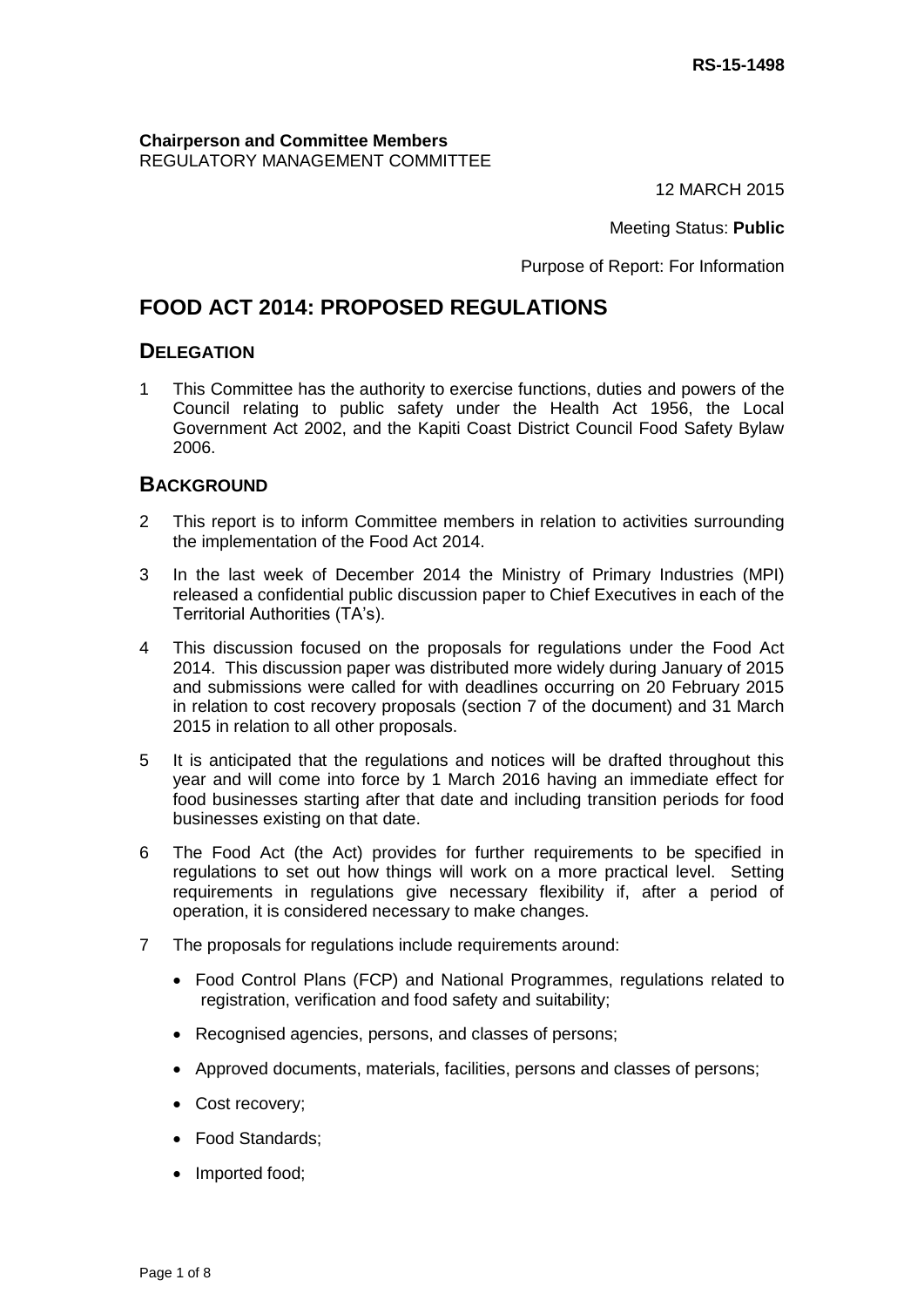**RS-15-1498**

**Chairperson and Committee Members**
REGULATORY MANAGEMENT COMMITTEE

12 MARCH 2015

Meeting Status: **Public**

Purpose of Report: For Information

# FOOD ACT 2014: PROPOSED REGULATIONS

## DELEGATION

1 This Committee has the authority to exercise functions, duties and powers of the Council relating to public safety under the Health Act 1956, the Local Government Act 2002, and the Kapiti Coast District Council Food Safety Bylaw 2006.

## BACKGROUND

2 This report is to inform Committee members in relation to activities surrounding the implementation of the Food Act 2014.

3 In the last week of December 2014 the Ministry of Primary Industries (MPI) released a confidential public discussion paper to Chief Executives in each of the Territorial Authorities (TA's).

4 This discussion focused on the proposals for regulations under the Food Act 2014. This discussion paper was distributed more widely during January of 2015 and submissions were called for with deadlines occurring on 20 February 2015 in relation to cost recovery proposals (section 7 of the document) and 31 March 2015 in relation to all other proposals.

5 It is anticipated that the regulations and notices will be drafted throughout this year and will come into force by 1 March 2016 having an immediate effect for food businesses starting after that date and including transition periods for food businesses existing on that date.

6 The Food Act (the Act) provides for further requirements to be specified in regulations to set out how things will work on a more practical level. Setting requirements in regulations give necessary flexibility if, after a period of operation, it is considered necessary to make changes.

7 The proposals for regulations include requirements around:

- Food Control Plans (FCP) and National Programmes, regulations related to registration, verification and food safety and suitability;
- Recognised agencies, persons, and classes of persons;
- Approved documents, materials, facilities, persons and classes of persons;
- Cost recovery;
- Food Standards;
- Imported food;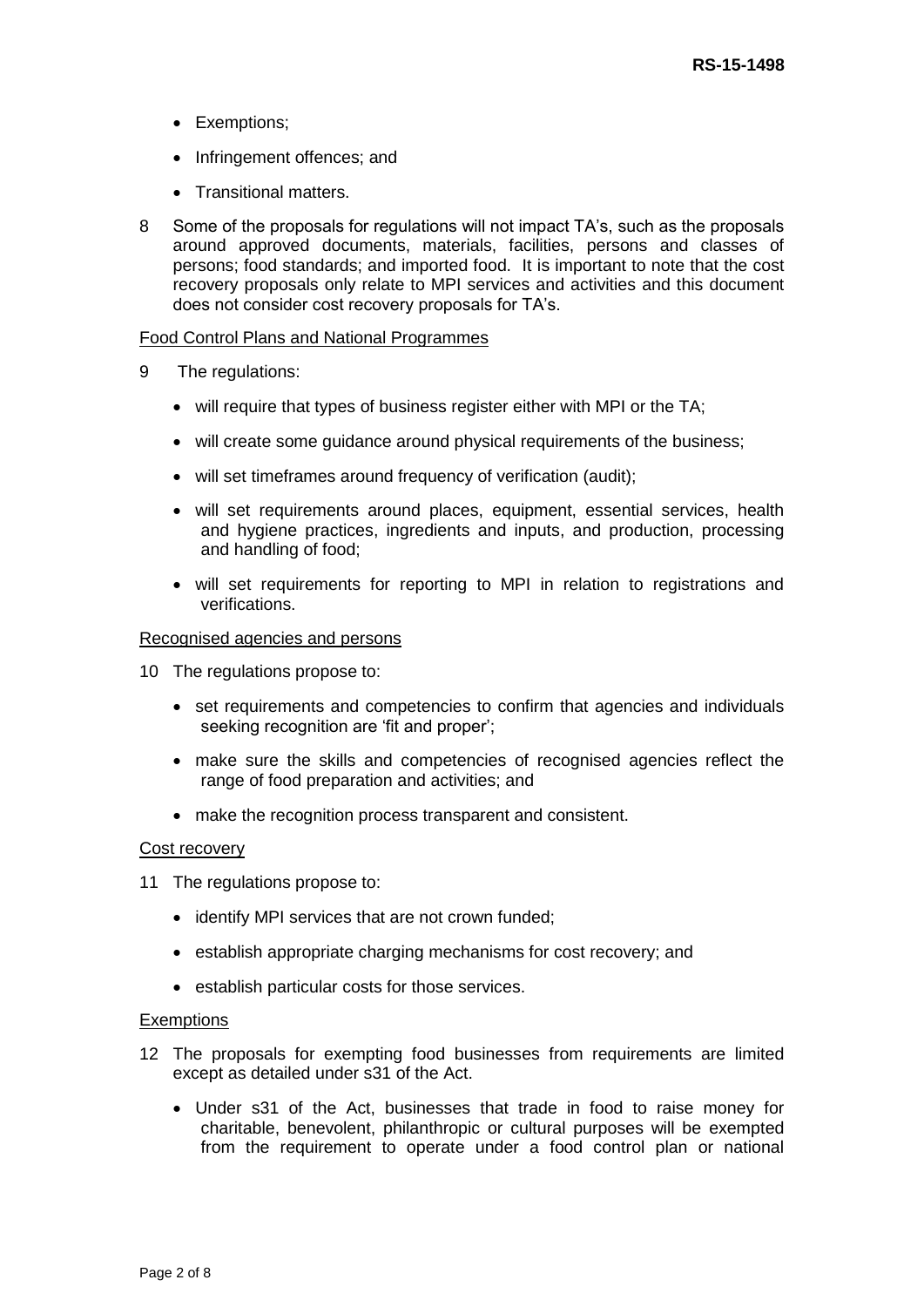- Exemptions;
- Infringement offences; and
- Transitional matters.

8 Some of the proposals for regulations will not impact TA's, such as the proposals around approved documents, materials, facilities, persons and classes of persons; food standards; and imported food. It is important to note that the cost recovery proposals only relate to MPI services and activities and this document does not consider cost recovery proposals for TA's.

<u>Food Control Plans and National Programmes</u>

9 The regulations:

- will require that types of business register either with MPI or the TA;
- will create some guidance around physical requirements of the business;
- will set timeframes around frequency of verification (audit);
- will set requirements around places, equipment, essential services, health and hygiene practices, ingredients and inputs, and production, processing and handling of food;
- will set requirements for reporting to MPI in relation to registrations and verifications.

<u>Recognised agencies and persons</u>

10 The regulations propose to:

- set requirements and competencies to confirm that agencies and individuals seeking recognition are 'fit and proper';
- make sure the skills and competencies of recognised agencies reflect the range of food preparation and activities; and
- make the recognition process transparent and consistent.

<u>Cost recovery</u>

11 The regulations propose to:

- identify MPI services that are not crown funded;
- establish appropriate charging mechanisms for cost recovery; and
- establish particular costs for those services.

<u>Exemptions</u>

12 The proposals for exempting food businesses from requirements are limited except as detailed under s31 of the Act.

- Under s31 of the Act, businesses that trade in food to raise money for charitable, benevolent, philanthropic or cultural purposes will be exempted from the requirement to operate under a food control plan or national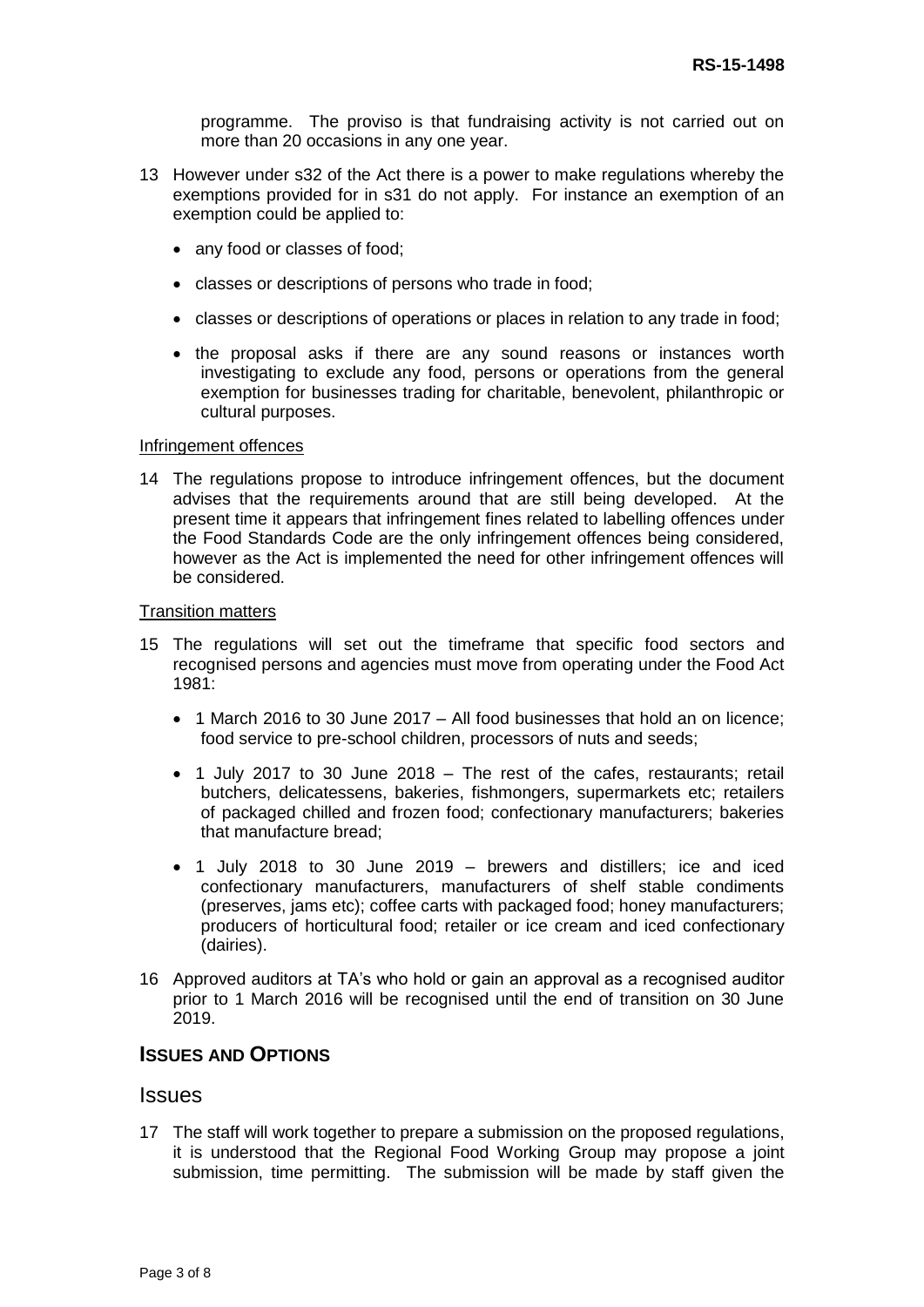programme. The proviso is that fundraising activity is not carried out on more than 20 occasions in any one year.

13 However under s32 of the Act there is a power to make regulations whereby the exemptions provided for in s31 do not apply. For instance an exemption of an exemption could be applied to:

- any food or classes of food;
- classes or descriptions of persons who trade in food;
- classes or descriptions of operations or places in relation to any trade in food;
- the proposal asks if there are any sound reasons or instances worth investigating to exclude any food, persons or operations from the general exemption for businesses trading for charitable, benevolent, philanthropic or cultural purposes.

Infringement offences

14 The regulations propose to introduce infringement offences, but the document advises that the requirements around that are still being developed. At the present time it appears that infringement fines related to labelling offences under the Food Standards Code are the only infringement offences being considered, however as the Act is implemented the need for other infringement offences will be considered.

Transition matters

15 The regulations will set out the timeframe that specific food sectors and recognised persons and agencies must move from operating under the Food Act 1981:

- 1 March 2016 to 30 June 2017 – All food businesses that hold an on licence; food service to pre-school children, processors of nuts and seeds;
- 1 July 2017 to 30 June 2018 – The rest of the cafes, restaurants; retail butchers, delicatessens, bakeries, fishmongers, supermarkets etc; retailers of packaged chilled and frozen food; confectionary manufacturers; bakeries that manufacture bread;
- 1 July 2018 to 30 June 2019 – brewers and distillers; ice and iced confectionary manufacturers, manufacturers of shelf stable condiments (preserves, jams etc); coffee carts with packaged food; honey manufacturers; producers of horticultural food; retailer or ice cream and iced confectionary (dairies).

16 Approved auditors at TA's who hold or gain an approval as a recognised auditor prior to 1 March 2016 will be recognised until the end of transition on 30 June 2019.

## ISSUES AND OPTIONS

### Issues

17 The staff will work together to prepare a submission on the proposed regulations, it is understood that the Regional Food Working Group may propose a joint submission, time permitting. The submission will be made by staff given the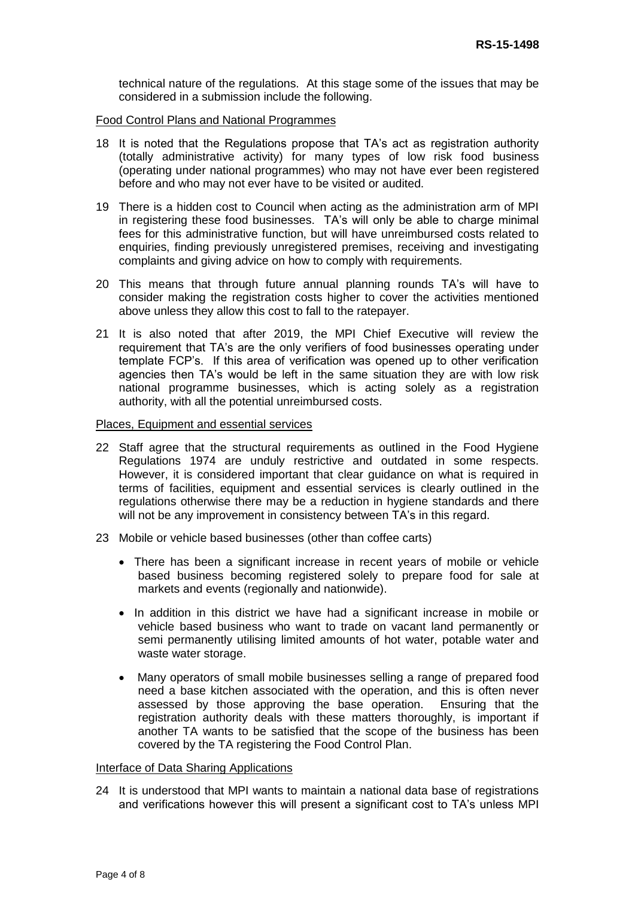technical nature of the regulations. At this stage some of the issues that may be considered in a submission include the following.

Food Control Plans and National Programmes

18 It is noted that the Regulations propose that TA's act as registration authority (totally administrative activity) for many types of low risk food business (operating under national programmes) who may not have ever been registered before and who may not ever have to be visited or audited.

19 There is a hidden cost to Council when acting as the administration arm of MPI in registering these food businesses. TA's will only be able to charge minimal fees for this administrative function, but will have unreimbursed costs related to enquiries, finding previously unregistered premises, receiving and investigating complaints and giving advice on how to comply with requirements.

20 This means that through future annual planning rounds TA's will have to consider making the registration costs higher to cover the activities mentioned above unless they allow this cost to fall to the ratepayer.

21 It is also noted that after 2019, the MPI Chief Executive will review the requirement that TA's are the only verifiers of food businesses operating under template FCP's. If this area of verification was opened up to other verification agencies then TA's would be left in the same situation they are with low risk national programme businesses, which is acting solely as a registration authority, with all the potential unreimbursed costs.

Places, Equipment and essential services

22 Staff agree that the structural requirements as outlined in the Food Hygiene Regulations 1974 are unduly restrictive and outdated in some respects. However, it is considered important that clear guidance on what is required in terms of facilities, equipment and essential services is clearly outlined in the regulations otherwise there may be a reduction in hygiene standards and there will not be any improvement in consistency between TA's in this regard.

23 Mobile or vehicle based businesses (other than coffee carts)

- There has been a significant increase in recent years of mobile or vehicle based business becoming registered solely to prepare food for sale at markets and events (regionally and nationwide).
- In addition in this district we have had a significant increase in mobile or vehicle based business who want to trade on vacant land permanently or semi permanently utilising limited amounts of hot water, potable water and waste water storage.
- Many operators of small mobile businesses selling a range of prepared food need a base kitchen associated with the operation, and this is often never assessed by those approving the base operation. Ensuring that the registration authority deals with these matters thoroughly, is important if another TA wants to be satisfied that the scope of the business has been covered by the TA registering the Food Control Plan.

Interface of Data Sharing Applications

24 It is understood that MPI wants to maintain a national data base of registrations and verifications however this will present a significant cost to TA's unless MPI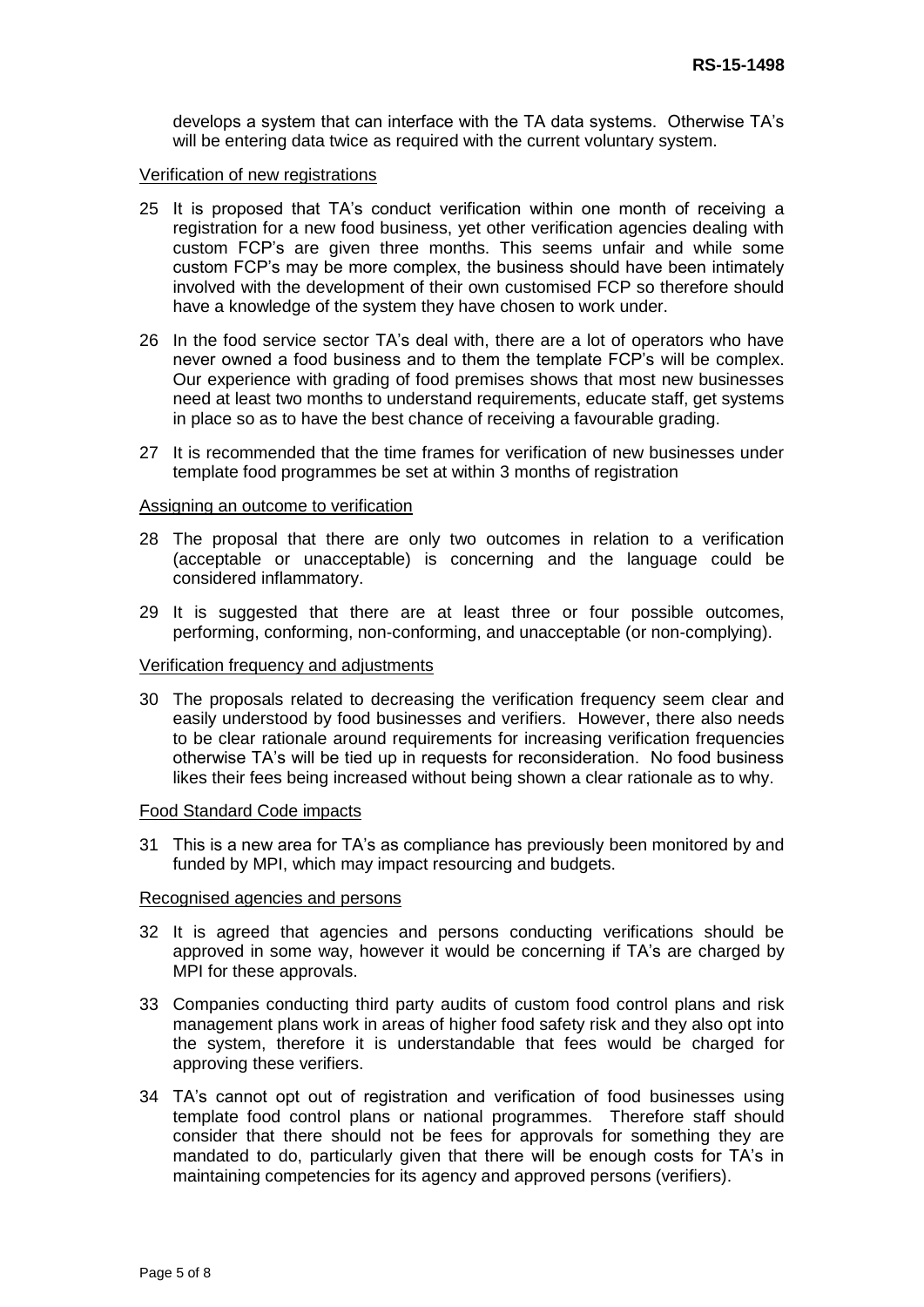develops a system that can interface with the TA data systems. Otherwise TA's will be entering data twice as required with the current voluntary system.

Verification of new registrations

25 It is proposed that TA's conduct verification within one month of receiving a registration for a new food business, yet other verification agencies dealing with custom FCP's are given three months. This seems unfair and while some custom FCP's may be more complex, the business should have been intimately involved with the development of their own customised FCP so therefore should have a knowledge of the system they have chosen to work under.

26 In the food service sector TA's deal with, there are a lot of operators who have never owned a food business and to them the template FCP's will be complex. Our experience with grading of food premises shows that most new businesses need at least two months to understand requirements, educate staff, get systems in place so as to have the best chance of receiving a favourable grading.

27 It is recommended that the time frames for verification of new businesses under template food programmes be set at within 3 months of registration

Assigning an outcome to verification

28 The proposal that there are only two outcomes in relation to a verification (acceptable or unacceptable) is concerning and the language could be considered inflammatory.

29 It is suggested that there are at least three or four possible outcomes, performing, conforming, non-conforming, and unacceptable (or non-complying).

Verification frequency and adjustments

30 The proposals related to decreasing the verification frequency seem clear and easily understood by food businesses and verifiers. However, there also needs to be clear rationale around requirements for increasing verification frequencies otherwise TA's will be tied up in requests for reconsideration. No food business likes their fees being increased without being shown a clear rationale as to why.

Food Standard Code impacts

31 This is a new area for TA's as compliance has previously been monitored by and funded by MPI, which may impact resourcing and budgets.

Recognised agencies and persons

32 It is agreed that agencies and persons conducting verifications should be approved in some way, however it would be concerning if TA's are charged by MPI for these approvals.

33 Companies conducting third party audits of custom food control plans and risk management plans work in areas of higher food safety risk and they also opt into the system, therefore it is understandable that fees would be charged for approving these verifiers.

34 TA's cannot opt out of registration and verification of food businesses using template food control plans or national programmes. Therefore staff should consider that there should not be fees for approvals for something they are mandated to do, particularly given that there will be enough costs for TA's in maintaining competencies for its agency and approved persons (verifiers).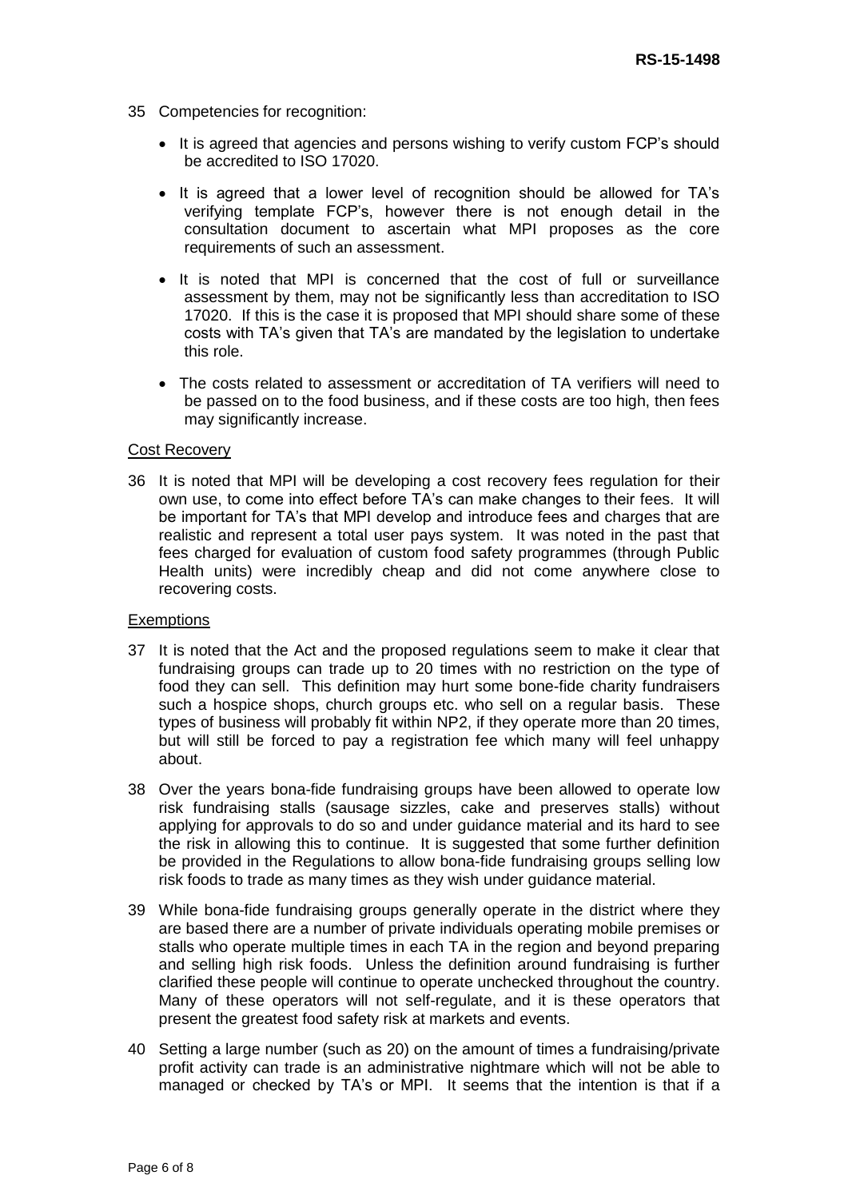35 Competencies for recognition:

- It is agreed that agencies and persons wishing to verify custom FCP's should be accredited to ISO 17020.
- It is agreed that a lower level of recognition should be allowed for TA's verifying template FCP's, however there is not enough detail in the consultation document to ascertain what MPI proposes as the core requirements of such an assessment.
- It is noted that MPI is concerned that the cost of full or surveillance assessment by them, may not be significantly less than accreditation to ISO 17020. If this is the case it is proposed that MPI should share some of these costs with TA's given that TA's are mandated by the legislation to undertake this role.
- The costs related to assessment or accreditation of TA verifiers will need to be passed on to the food business, and if these costs are too high, then fees may significantly increase.

<u>Cost Recovery</u>

36 It is noted that MPI will be developing a cost recovery fees regulation for their own use, to come into effect before TA's can make changes to their fees. It will be important for TA's that MPI develop and introduce fees and charges that are realistic and represent a total user pays system. It was noted in the past that fees charged for evaluation of custom food safety programmes (through Public Health units) were incredibly cheap and did not come anywhere close to recovering costs.

<u>Exemptions</u>

37 It is noted that the Act and the proposed regulations seem to make it clear that fundraising groups can trade up to 20 times with no restriction on the type of food they can sell. This definition may hurt some bone-fide charity fundraisers such a hospice shops, church groups etc. who sell on a regular basis. These types of business will probably fit within NP2, if they operate more than 20 times, but will still be forced to pay a registration fee which many will feel unhappy about.

38 Over the years bona-fide fundraising groups have been allowed to operate low risk fundraising stalls (sausage sizzles, cake and preserves stalls) without applying for approvals to do so and under guidance material and its hard to see the risk in allowing this to continue. It is suggested that some further definition be provided in the Regulations to allow bona-fide fundraising groups selling low risk foods to trade as many times as they wish under guidance material.

39 While bona-fide fundraising groups generally operate in the district where they are based there are a number of private individuals operating mobile premises or stalls who operate multiple times in each TA in the region and beyond preparing and selling high risk foods. Unless the definition around fundraising is further clarified these people will continue to operate unchecked throughout the country. Many of these operators will not self-regulate, and it is these operators that present the greatest food safety risk at markets and events.

40 Setting a large number (such as 20) on the amount of times a fundraising/private profit activity can trade is an administrative nightmare which will not be able to managed or checked by TA's or MPI. It seems that the intention is that if a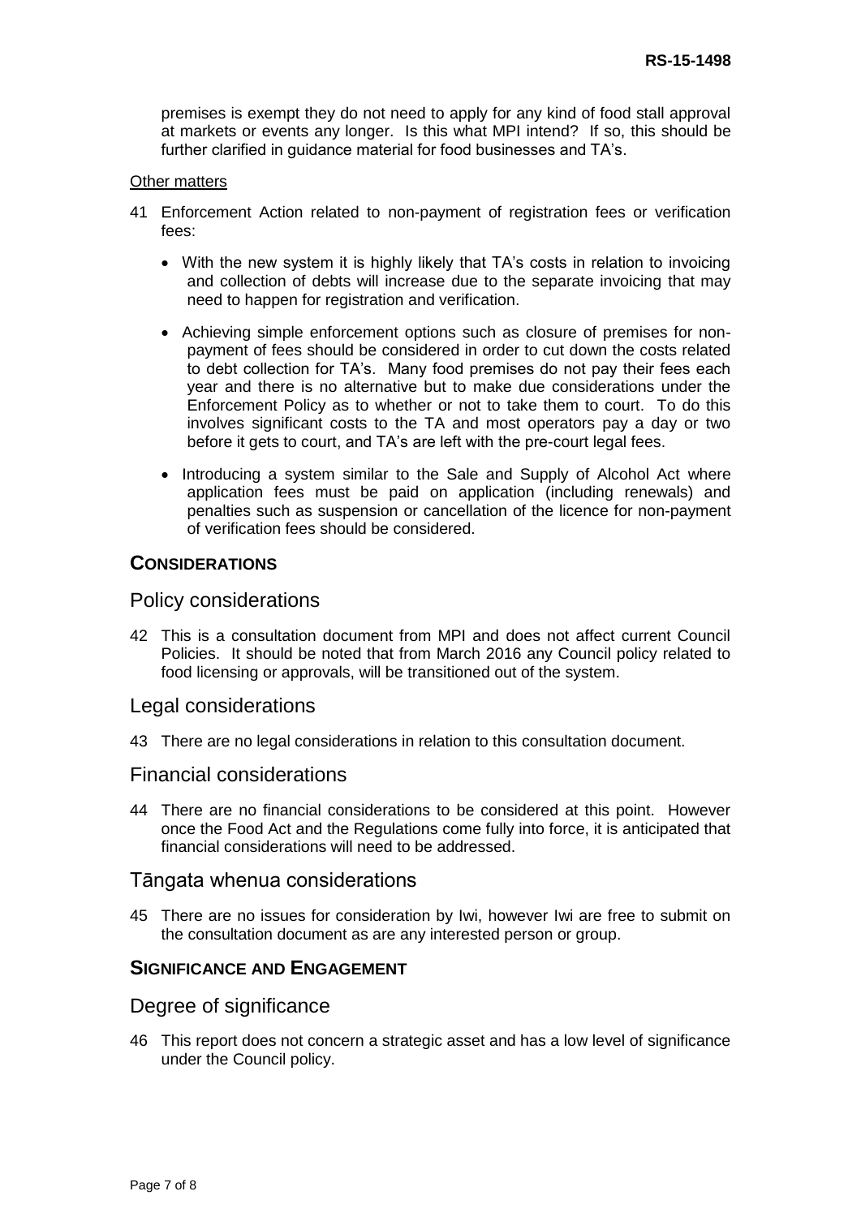premises is exempt they do not need to apply for any kind of food stall approval at markets or events any longer. Is this what MPI intend? If so, this should be further clarified in guidance material for food businesses and TA's.

Other matters

41 Enforcement Action related to non-payment of registration fees or verification fees:

- With the new system it is highly likely that TA's costs in relation to invoicing and collection of debts will increase due to the separate invoicing that may need to happen for registration and verification.
- Achieving simple enforcement options such as closure of premises for non-payment of fees should be considered in order to cut down the costs related to debt collection for TA's. Many food premises do not pay their fees each year and there is no alternative but to make due considerations under the Enforcement Policy as to whether or not to take them to court. To do this involves significant costs to the TA and most operators pay a day or two before it gets to court, and TA's are left with the pre-court legal fees.
- Introducing a system similar to the Sale and Supply of Alcohol Act where application fees must be paid on application (including renewals) and penalties such as suspension or cancellation of the licence for non-payment of verification fees should be considered.

## CONSIDERATIONS

### Policy considerations

42 This is a consultation document from MPI and does not affect current Council Policies. It should be noted that from March 2016 any Council policy related to food licensing or approvals, will be transitioned out of the system.

### Legal considerations

43 There are no legal considerations in relation to this consultation document.

### Financial considerations

44 There are no financial considerations to be considered at this point. However once the Food Act and the Regulations come fully into force, it is anticipated that financial considerations will need to be addressed.

### Tāngata whenua considerations

45 There are no issues for consideration by Iwi, however Iwi are free to submit on the consultation document as are any interested person or group.

## SIGNIFICANCE AND ENGAGEMENT

### Degree of significance

46 This report does not concern a strategic asset and has a low level of significance under the Council policy.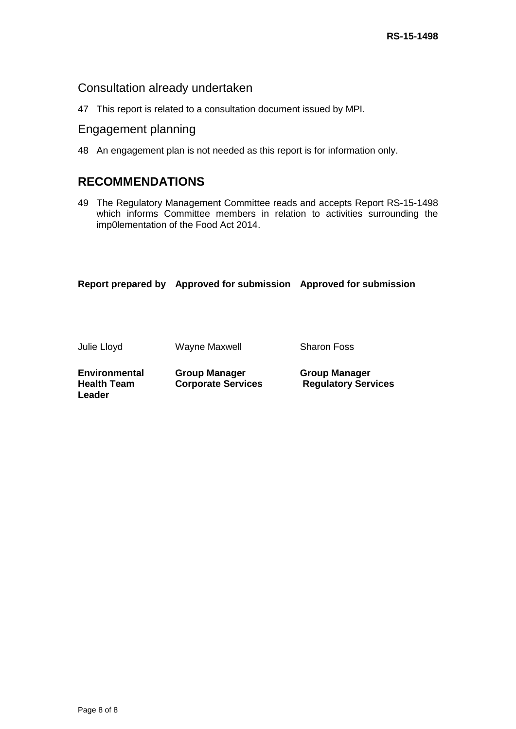## Consultation already undertaken

47 This report is related to a consultation document issued by MPI.

## Engagement planning

48 An engagement plan is not needed as this report is for information only.

# RECOMMENDATIONS

49 The Regulatory Management Committee reads and accepts Report RS-15-1498 which informs Committee members in relation to activities surrounding the imp0lementation of the Food Act 2014.

| Report prepared by | Approved for submission | Approved for submission |
|---|---|---|
| Julie Lloyd | Wayne Maxwell | Sharon Foss |
| **Environmental Health Team Leader** | **Group Manager Corporate Services** | **Group Manager Regulatory Services** |